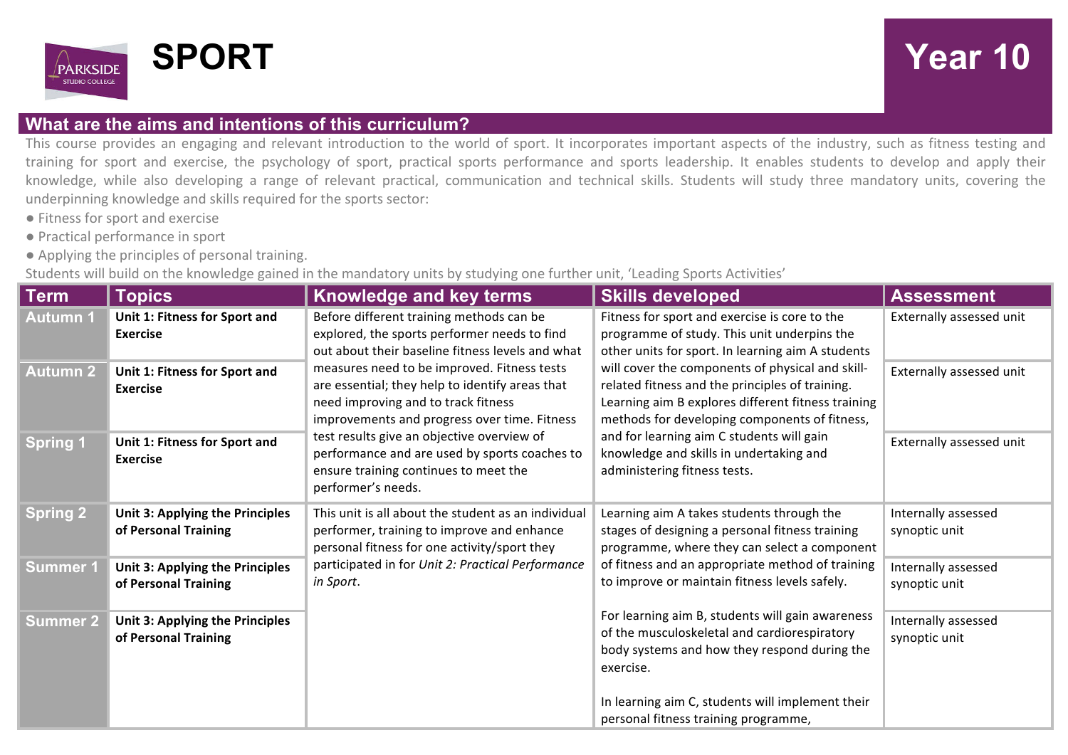# SPORT

## Year 10

### What are the aims and intentions of this curriculum?

This course provides an engaging and relevant introduction to the world of sport. It incorporates important aspects of the industry, such as fitness testing and training for sport and exercise, the psychology of sport, practical sports performance and sports leadership. It enables students to develop and apply their knowledge, while also developing a range of relevant practical, communication and technical skills. Students will study three mandatory units, covering the underpinning knowledge and skills required for the sports sector:

- Fitness for sport and exercise
- Practical performance in sport
- Applying the principles of personal training.

Students will build on the knowledge gained in the mandatory units by studying one further unit, 'Leading Sports Activities'

| Term | Topics | Knowledge and key terms | Skills developed | Assessment |
|---|---|---|---|---|
| Autumn 1 | **Unit 1: Fitness for Sport and Exercise** | Before different training methods can be explored, the sports performer needs to find out about their baseline fitness levels and what measures need to be improved. Fitness tests are essential; they help to identify areas that need improving and to track fitness improvements and progress over time. Fitness test results give an objective overview of performance and are used by sports coaches to ensure training continues to meet the performer's needs. | Fitness for sport and exercise is core to the programme of study. This unit underpins the other units for sport. In learning aim A students will cover the components of physical and skill-related fitness and the principles of training. Learning aim B explores different fitness training methods for developing components of fitness, and for learning aim C students will gain knowledge and skills in undertaking and administering fitness tests. | Externally assessed unit |
| Autumn 2 | **Unit 1: Fitness for Sport and Exercise** | | | Externally assessed unit |
| Spring 1 | **Unit 1: Fitness for Sport and Exercise** | | | Externally assessed unit |
| Spring 2 | **Unit 3: Applying the Principles of Personal Training** | This unit is all about the student as an individual performer, training to improve and enhance personal fitness for one activity/sport they participated in for *Unit 2: Practical Performance in Sport*. | Learning aim A takes students through the stages of designing a personal fitness training programme, where they can select a component of fitness and an appropriate method of training to improve or maintain fitness levels safely.<br><br>For learning aim B, students will gain awareness of the musculoskeletal and cardiorespiratory body systems and how they respond during the exercise.<br><br>In learning aim C, students will implement their personal fitness training programme, | Internally assessed synoptic unit |
| Summer 1 | **Unit 3: Applying the Principles of Personal Training** | | | Internally assessed synoptic unit |
| Summer 2 | **Unit 3: Applying the Principles of Personal Training** | | | Internally assessed synoptic unit |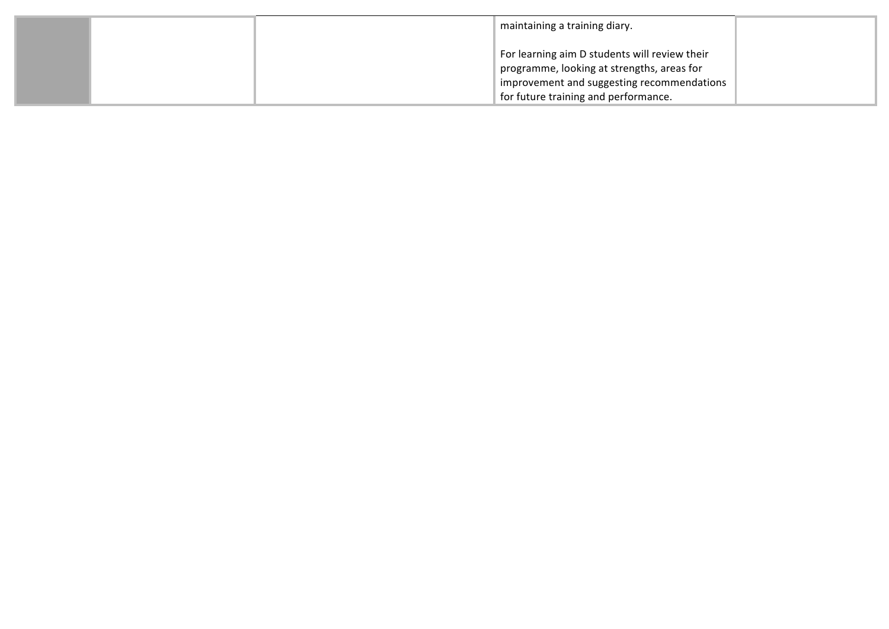| | | | | |
|---|---|---|---|---|
| | | | maintaining a training diary.<br><br>For learning aim D students will review their programme, looking at strengths, areas for improvement and suggesting recommendations for future training and performance. | |